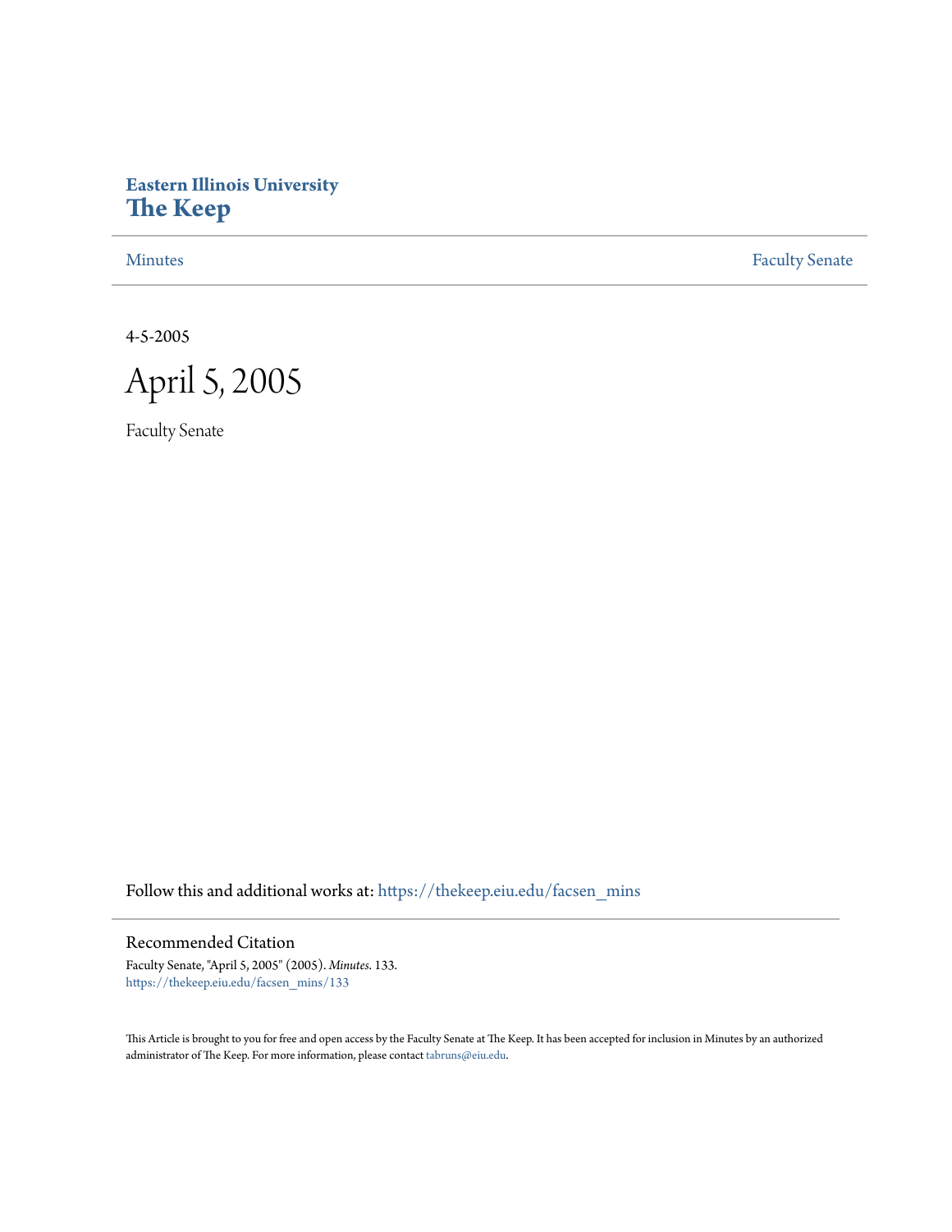Eastern Illinois University
# The Keep

Minutes | Faculty Senate

4-5-2005

# April 5, 2005

Faculty Senate

Follow this and additional works at: https://thekeep.eiu.edu/facsen_mins

## Recommended Citation

Faculty Senate, "April 5, 2005" (2005). *Minutes*. 133.
https://thekeep.eiu.edu/facsen_mins/133

This Article is brought to you for free and open access by the Faculty Senate at The Keep. It has been accepted for inclusion in Minutes by an authorized administrator of The Keep. For more information, please contact tabruns@eiu.edu.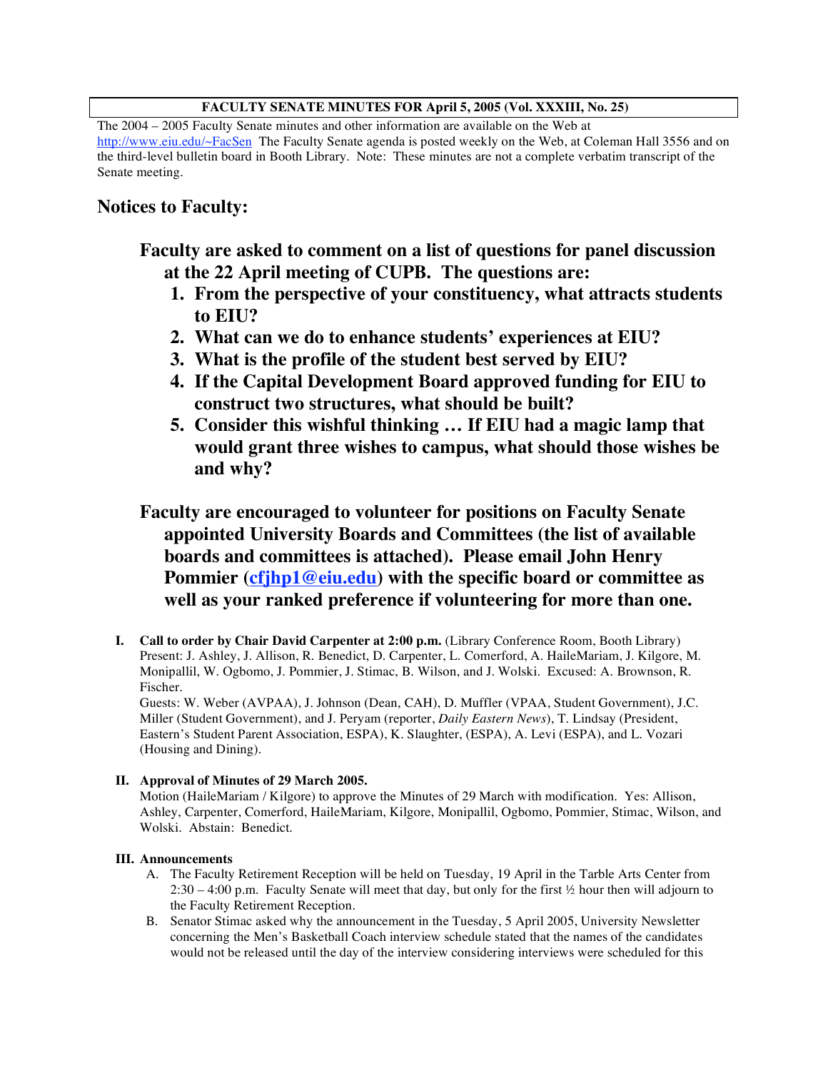**FACULTY SENATE MINUTES FOR April 5, 2005 (Vol. XXXIII, No. 25)**

The 2004 – 2005 Faculty Senate minutes and other information are available on the Web at http://www.eiu.edu/~FacSen The Faculty Senate agenda is posted weekly on the Web, at Coleman Hall 3556 and on the third-level bulletin board in Booth Library. Note: These minutes are not a complete verbatim transcript of the Senate meeting.

## Notices to Faculty:

**Faculty are asked to comment on a list of questions for panel discussion at the 22 April meeting of CUPB. The questions are:**

1. **From the perspective of your constituency, what attracts students to EIU?**
2. **What can we do to enhance students' experiences at EIU?**
3. **What is the profile of the student best served by EIU?**
4. **If the Capital Development Board approved funding for EIU to construct two structures, what should be built?**
5. **Consider this wishful thinking … If EIU had a magic lamp that would grant three wishes to campus, what should those wishes be and why?**

**Faculty are encouraged to volunteer for positions on Faculty Senate appointed University Boards and Committees (the list of available boards and committees is attached). Please email John Henry Pommier (cfjhp1@eiu.edu) with the specific board or committee as well as your ranked preference if volunteering for more than one.**

**I. Call to order by Chair David Carpenter at 2:00 p.m.** (Library Conference Room, Booth Library)
Present: J. Ashley, J. Allison, R. Benedict, D. Carpenter, L. Comerford, A. HaileMariam, J. Kilgore, M. Monipallil, W. Ogbomo, J. Pommier, J. Stimac, B. Wilson, and J. Wolski. Excused: A. Brownson, R. Fischer.
Guests: W. Weber (AVPAA), J. Johnson (Dean, CAH), D. Muffler (VPAA, Student Government), J.C. Miller (Student Government), and J. Peryam (reporter, *Daily Eastern News*), T. Lindsay (President, Eastern's Student Parent Association, ESPA), K. Slaughter, (ESPA), A. Levi (ESPA), and L. Vozari (Housing and Dining).

**II. Approval of Minutes of 29 March 2005.**
Motion (HaileMariam / Kilgore) to approve the Minutes of 29 March with modification. Yes: Allison, Ashley, Carpenter, Comerford, HaileMariam, Kilgore, Monipallil, Ogbomo, Pommier, Stimac, Wilson, and Wolski. Abstain: Benedict.

**III. Announcements**

A. The Faculty Retirement Reception will be held on Tuesday, 19 April in the Tarble Arts Center from 2:30 – 4:00 p.m. Faculty Senate will meet that day, but only for the first ½ hour then will adjourn to the Faculty Retirement Reception.

B. Senator Stimac asked why the announcement in the Tuesday, 5 April 2005, University Newsletter concerning the Men's Basketball Coach interview schedule stated that the names of the candidates would not be released until the day of the interview considering interviews were scheduled for this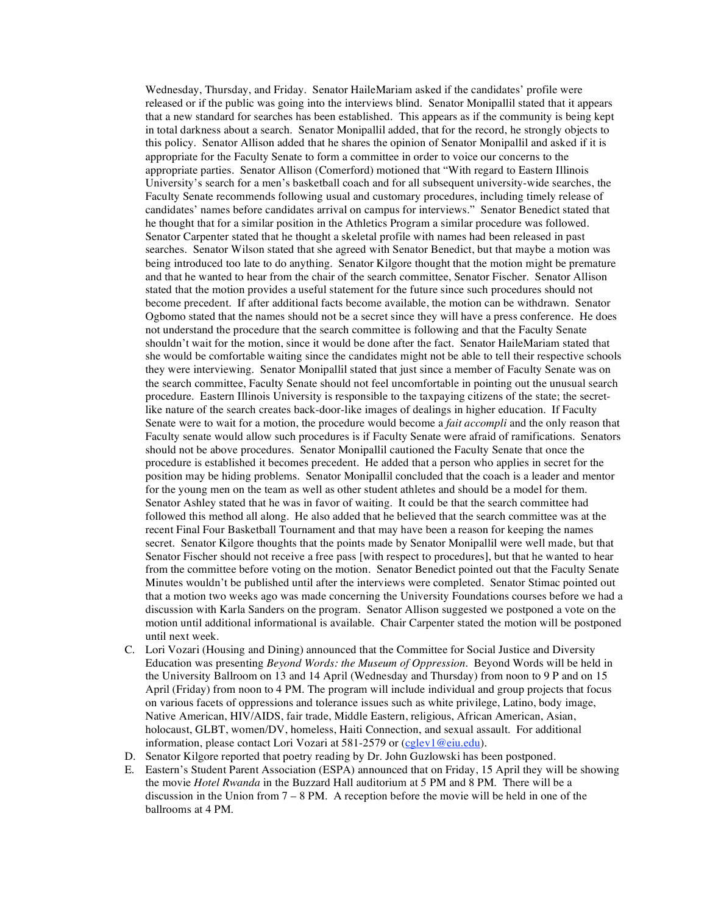Wednesday, Thursday, and Friday. Senator HaileMariam asked if the candidates' profile were released or if the public was going into the interviews blind. Senator Monipallil stated that it appears that a new standard for searches has been established. This appears as if the community is being kept in total darkness about a search. Senator Monipallil added, that for the record, he strongly objects to this policy. Senator Allison added that he shares the opinion of Senator Monipallil and asked if it is appropriate for the Faculty Senate to form a committee in order to voice our concerns to the appropriate parties. Senator Allison (Comerford) motioned that "With regard to Eastern Illinois University's search for a men's basketball coach and for all subsequent university-wide searches, the Faculty Senate recommends following usual and customary procedures, including timely release of candidates' names before candidates arrival on campus for interviews." Senator Benedict stated that he thought that for a similar position in the Athletics Program a similar procedure was followed. Senator Carpenter stated that he thought a skeletal profile with names had been released in past searches. Senator Wilson stated that she agreed with Senator Benedict, but that maybe a motion was being introduced too late to do anything. Senator Kilgore thought that the motion might be premature and that he wanted to hear from the chair of the search committee, Senator Fischer. Senator Allison stated that the motion provides a useful statement for the future since such procedures should not become precedent. If after additional facts become available, the motion can be withdrawn. Senator Ogbomo stated that the names should not be a secret since they will have a press conference. He does not understand the procedure that the search committee is following and that the Faculty Senate shouldn't wait for the motion, since it would be done after the fact. Senator HaileMariam stated that she would be comfortable waiting since the candidates might not be able to tell their respective schools they were interviewing. Senator Monipallil stated that just since a member of Faculty Senate was on the search committee, Faculty Senate should not feel uncomfortable in pointing out the unusual search procedure. Eastern Illinois University is responsible to the taxpaying citizens of the state; the secret-like nature of the search creates back-door-like images of dealings in higher education. If Faculty Senate were to wait for a motion, the procedure would become a *fait accompli* and the only reason that Faculty senate would allow such procedures is if Faculty Senate were afraid of ramifications. Senators should not be above procedures. Senator Monipallil cautioned the Faculty Senate that once the procedure is established it becomes precedent. He added that a person who applies in secret for the position may be hiding problems. Senator Monipallil concluded that the coach is a leader and mentor for the young men on the team as well as other student athletes and should be a model for them. Senator Ashley stated that he was in favor of waiting. It could be that the search committee had followed this method all along. He also added that he believed that the search committee was at the recent Final Four Basketball Tournament and that may have been a reason for keeping the names secret. Senator Kilgore thoughts that the points made by Senator Monipallil were well made, but that Senator Fischer should not receive a free pass [with respect to procedures], but that he wanted to hear from the committee before voting on the motion. Senator Benedict pointed out that the Faculty Senate Minutes wouldn't be published until after the interviews were completed. Senator Stimac pointed out that a motion two weeks ago was made concerning the University Foundations courses before we had a discussion with Karla Sanders on the program. Senator Allison suggested we postponed a vote on the motion until additional informational is available. Chair Carpenter stated the motion will be postponed until next week.

C. Lori Vozari (Housing and Dining) announced that the Committee for Social Justice and Diversity Education was presenting *Beyond Words: the Museum of Oppression*. Beyond Words will be held in the University Ballroom on 13 and 14 April (Wednesday and Thursday) from noon to 9 P and on 15 April (Friday) from noon to 4 PM. The program will include individual and group projects that focus on various facets of oppressions and tolerance issues such as white privilege, Latino, body image, Native American, HIV/AIDS, fair trade, Middle Eastern, religious, African American, Asian, holocaust, GLBT, women/DV, homeless, Haiti Connection, and sexual assault. For additional information, please contact Lori Vozari at 581-2579 or (cglev1@eiu.edu).

D. Senator Kilgore reported that poetry reading by Dr. John Guzlowski has been postponed.

E. Eastern's Student Parent Association (ESPA) announced that on Friday, 15 April they will be showing the movie *Hotel Rwanda* in the Buzzard Hall auditorium at 5 PM and 8 PM. There will be a discussion in the Union from 7 – 8 PM. A reception before the movie will be held in one of the ballrooms at 4 PM.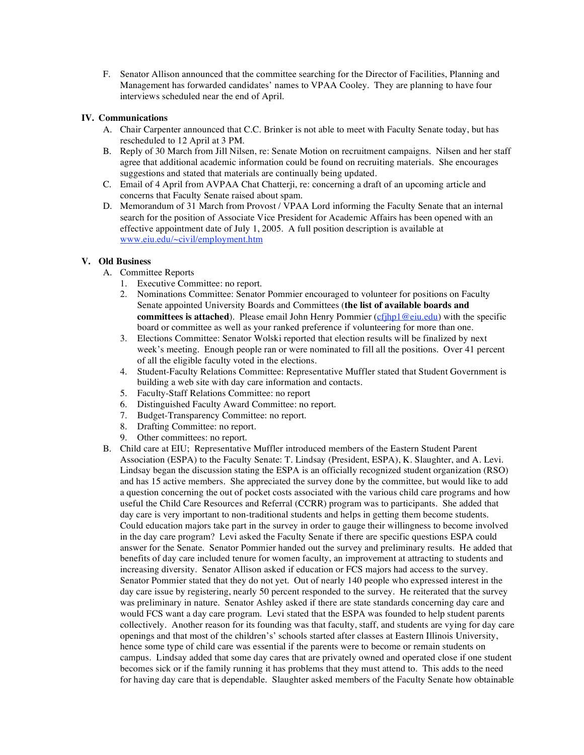F. Senator Allison announced that the committee searching for the Director of Facilities, Planning and Management has forwarded candidates' names to VPAA Cooley. They are planning to have four interviews scheduled near the end of April.

## IV. Communications

A. Chair Carpenter announced that C.C. Brinker is not able to meet with Faculty Senate today, but has rescheduled to 12 April at 3 PM.

B. Reply of 30 March from Jill Nilsen, re: Senate Motion on recruitment campaigns. Nilsen and her staff agree that additional academic information could be found on recruiting materials. She encourages suggestions and stated that materials are continually being updated.

C. Email of 4 April from AVPAA Chat Chatterji, re: concerning a draft of an upcoming article and concerns that Faculty Senate raised about spam.

D. Memorandum of 31 March from Provost / VPAA Lord informing the Faculty Senate that an internal search for the position of Associate Vice President for Academic Affairs has been opened with an effective appointment date of July 1, 2005. A full position description is available at [www.eiu.edu/~civil/employment.htm](www.eiu.edu/~civil/employment.htm)

## V. Old Business

A. Committee Reports

1. Executive Committee: no report.
2. Nominations Committee: Senator Pommier encouraged to volunteer for positions on Faculty Senate appointed University Boards and Committees (**the list of available boards and committees is attached**). Please email John Henry Pommier ([cfjhp1@eiu.edu](mailto:cfjhp1@eiu.edu)) with the specific board or committee as well as your ranked preference if volunteering for more than one.
3. Elections Committee: Senator Wolski reported that election results will be finalized by next week's meeting. Enough people ran or were nominated to fill all the positions. Over 41 percent of all the eligible faculty voted in the elections.
4. Student-Faculty Relations Committee: Representative Muffler stated that Student Government is building a web site with day care information and contacts.
5. Faculty-Staff Relations Committee: no report
6. Distinguished Faculty Award Committee: no report.
7. Budget-Transparency Committee: no report.
8. Drafting Committee: no report.
9. Other committees: no report.

B. Child care at EIU; Representative Muffler introduced members of the Eastern Student Parent Association (ESPA) to the Faculty Senate: T. Lindsay (President, ESPA), K. Slaughter, and A. Levi. Lindsay began the discussion stating the ESPA is an officially recognized student organization (RSO) and has 15 active members. She appreciated the survey done by the committee, but would like to add a question concerning the out of pocket costs associated with the various child care programs and how useful the Child Care Resources and Referral (CCRR) program was to participants. She added that day care is very important to non-traditional students and helps in getting them become students. Could education majors take part in the survey in order to gauge their willingness to become involved in the day care program? Levi asked the Faculty Senate if there are specific questions ESPA could answer for the Senate. Senator Pommier handed out the survey and preliminary results. He added that benefits of day care included tenure for women faculty, an improvement at attracting to students and increasing diversity. Senator Allison asked if education or FCS majors had access to the survey. Senator Pommier stated that they do not yet. Out of nearly 140 people who expressed interest in the day care issue by registering, nearly 50 percent responded to the survey. He reiterated that the survey was preliminary in nature. Senator Ashley asked if there are state standards concerning day care and would FCS want a day care program. Levi stated that the ESPA was founded to help student parents collectively. Another reason for its founding was that faculty, staff, and students are vying for day care openings and that most of the children's' schools started after classes at Eastern Illinois University, hence some type of child care was essential if the parents were to become or remain students on campus. Lindsay added that some day cares that are privately owned and operated close if one student becomes sick or if the family running it has problems that they must attend to. This adds to the need for having day care that is dependable. Slaughter asked members of the Faculty Senate how obtainable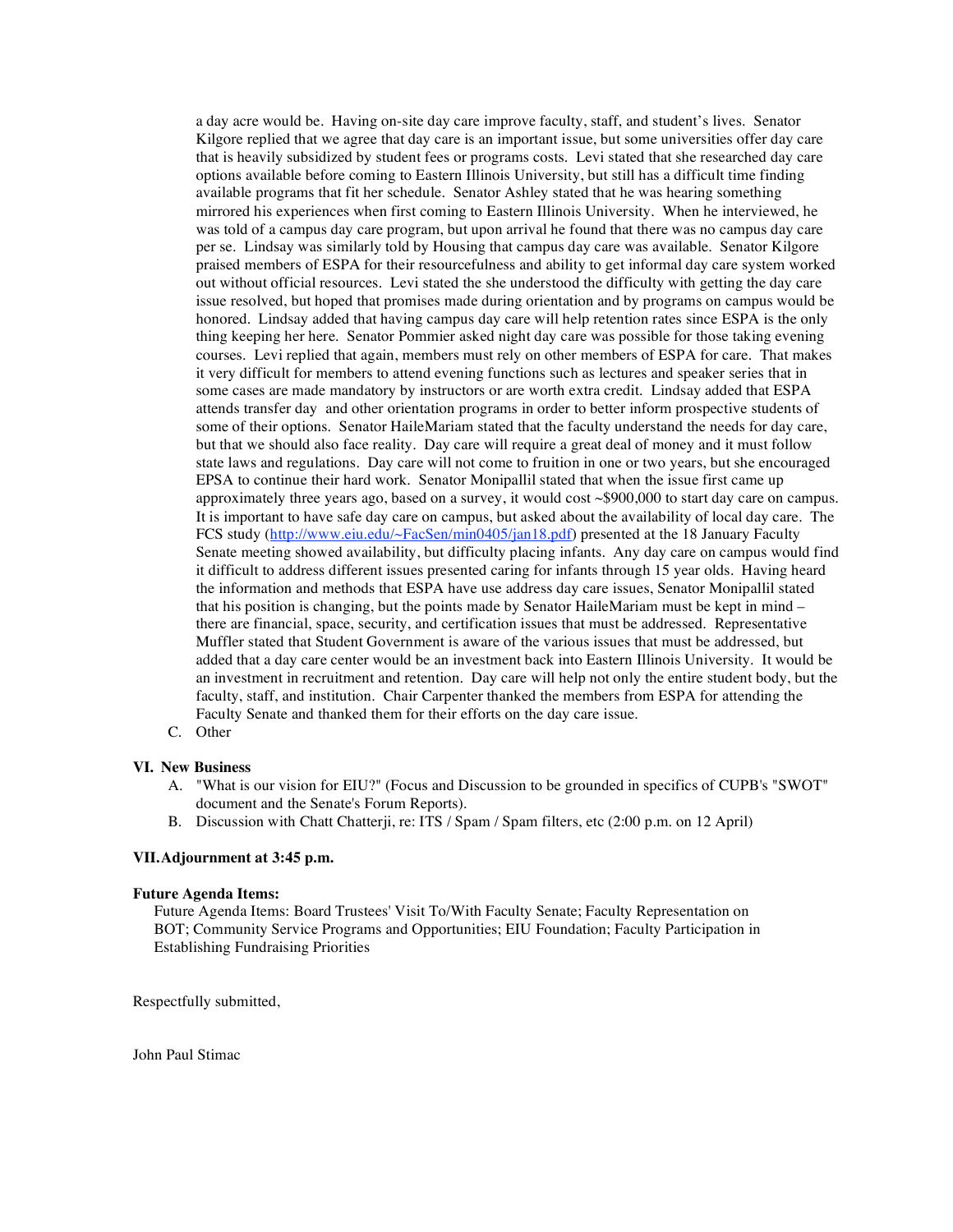a day acre would be. Having on-site day care improve faculty, staff, and student's lives. Senator Kilgore replied that we agree that day care is an important issue, but some universities offer day care that is heavily subsidized by student fees or programs costs. Levi stated that she researched day care options available before coming to Eastern Illinois University, but still has a difficult time finding available programs that fit her schedule. Senator Ashley stated that he was hearing something mirrored his experiences when first coming to Eastern Illinois University. When he interviewed, he was told of a campus day care program, but upon arrival he found that there was no campus day care per se. Lindsay was similarly told by Housing that campus day care was available. Senator Kilgore praised members of ESPA for their resourcefulness and ability to get informal day care system worked out without official resources. Levi stated the she understood the difficulty with getting the day care issue resolved, but hoped that promises made during orientation and by programs on campus would be honored. Lindsay added that having campus day care will help retention rates since ESPA is the only thing keeping her here. Senator Pommier asked night day care was possible for those taking evening courses. Levi replied that again, members must rely on other members of ESPA for care. That makes it very difficult for members to attend evening functions such as lectures and speaker series that in some cases are made mandatory by instructors or are worth extra credit. Lindsay added that ESPA attends transfer day and other orientation programs in order to better inform prospective students of some of their options. Senator HaileMariam stated that the faculty understand the needs for day care, but that we should also face reality. Day care will require a great deal of money and it must follow state laws and regulations. Day care will not come to fruition in one or two years, but she encouraged EPSA to continue their hard work. Senator Monipallil stated that when the issue first came up approximately three years ago, based on a survey, it would cost ~$900,000 to start day care on campus. It is important to have safe day care on campus, but asked about the availability of local day care. The FCS study (http://www.eiu.edu/~FacSen/min0405/jan18.pdf) presented at the 18 January Faculty Senate meeting showed availability, but difficulty placing infants. Any day care on campus would find it difficult to address different issues presented caring for infants through 15 year olds. Having heard the information and methods that ESPA have use address day care issues, Senator Monipallil stated that his position is changing, but the points made by Senator HaileMariam must be kept in mind – there are financial, space, security, and certification issues that must be addressed. Representative Muffler stated that Student Government is aware of the various issues that must be addressed, but added that a day care center would be an investment back into Eastern Illinois University. It would be an investment in recruitment and retention. Day care will help not only the entire student body, but the faculty, staff, and institution. Chair Carpenter thanked the members from ESPA for attending the Faculty Senate and thanked them for their efforts on the day care issue.

C. Other

**VI. New Business**

A. "What is our vision for EIU?" (Focus and Discussion to be grounded in specifics of CUPB's "SWOT" document and the Senate's Forum Reports).

B. Discussion with Chatt Chatterji, re: ITS / Spam / Spam filters, etc (2:00 p.m. on 12 April)

**VII. Adjournment at 3:45 p.m.**

**Future Agenda Items:**

Future Agenda Items: Board Trustees' Visit To/With Faculty Senate; Faculty Representation on BOT; Community Service Programs and Opportunities; EIU Foundation; Faculty Participation in Establishing Fundraising Priorities

Respectfully submitted,

John Paul Stimac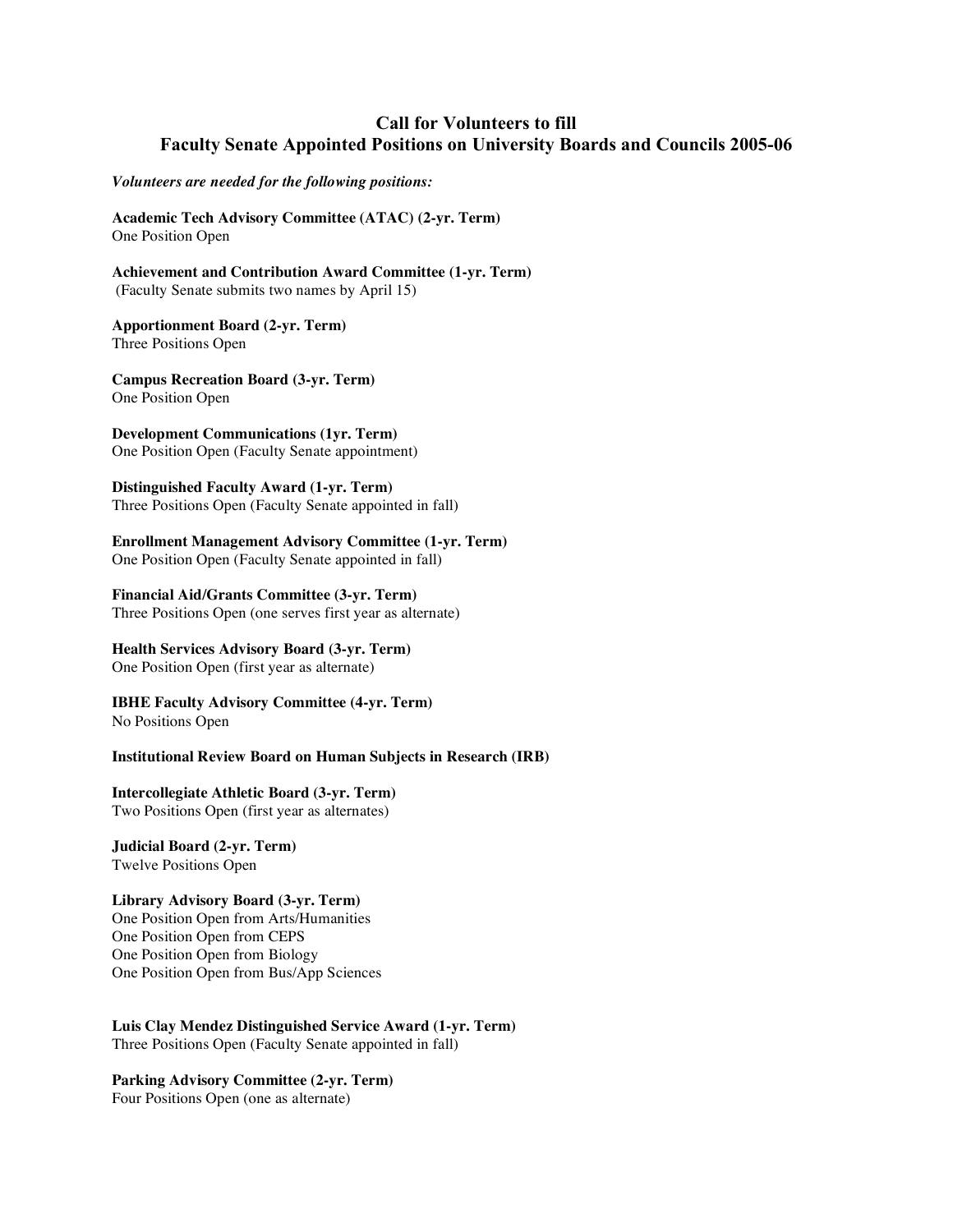## Call for Volunteers to fill
## Faculty Senate Appointed Positions on University Boards and Councils 2005-06

***Volunteers are needed for the following positions:***

**Academic Tech Advisory Committee (ATAC) (2-yr. Term)**
One Position Open

**Achievement and Contribution Award Committee (1-yr. Term)**
(Faculty Senate submits two names by April 15)

**Apportionment Board (2-yr. Term)**
Three Positions Open

**Campus Recreation Board (3-yr. Term)**
One Position Open

**Development Communications (1yr. Term)**
One Position Open (Faculty Senate appointment)

**Distinguished Faculty Award (1-yr. Term)**
Three Positions Open (Faculty Senate appointed in fall)

**Enrollment Management Advisory Committee (1-yr. Term)**
One Position Open (Faculty Senate appointed in fall)

**Financial Aid/Grants Committee (3-yr. Term)**
Three Positions Open (one serves first year as alternate)

**Health Services Advisory Board (3-yr. Term)**
One Position Open (first year as alternate)

**IBHE Faculty Advisory Committee (4-yr. Term)**
No Positions Open

**Institutional Review Board on Human Subjects in Research (IRB)**

**Intercollegiate Athletic Board (3-yr. Term)**
Two Positions Open (first year as alternates)

**Judicial Board (2-yr. Term)**
Twelve Positions Open

**Library Advisory Board (3-yr. Term)**
One Position Open from Arts/Humanities
One Position Open from CEPS
One Position Open from Biology
One Position Open from Bus/App Sciences

**Luis Clay Mendez Distinguished Service Award (1-yr. Term)**
Three Positions Open (Faculty Senate appointed in fall)

**Parking Advisory Committee (2-yr. Term)**
Four Positions Open (one as alternate)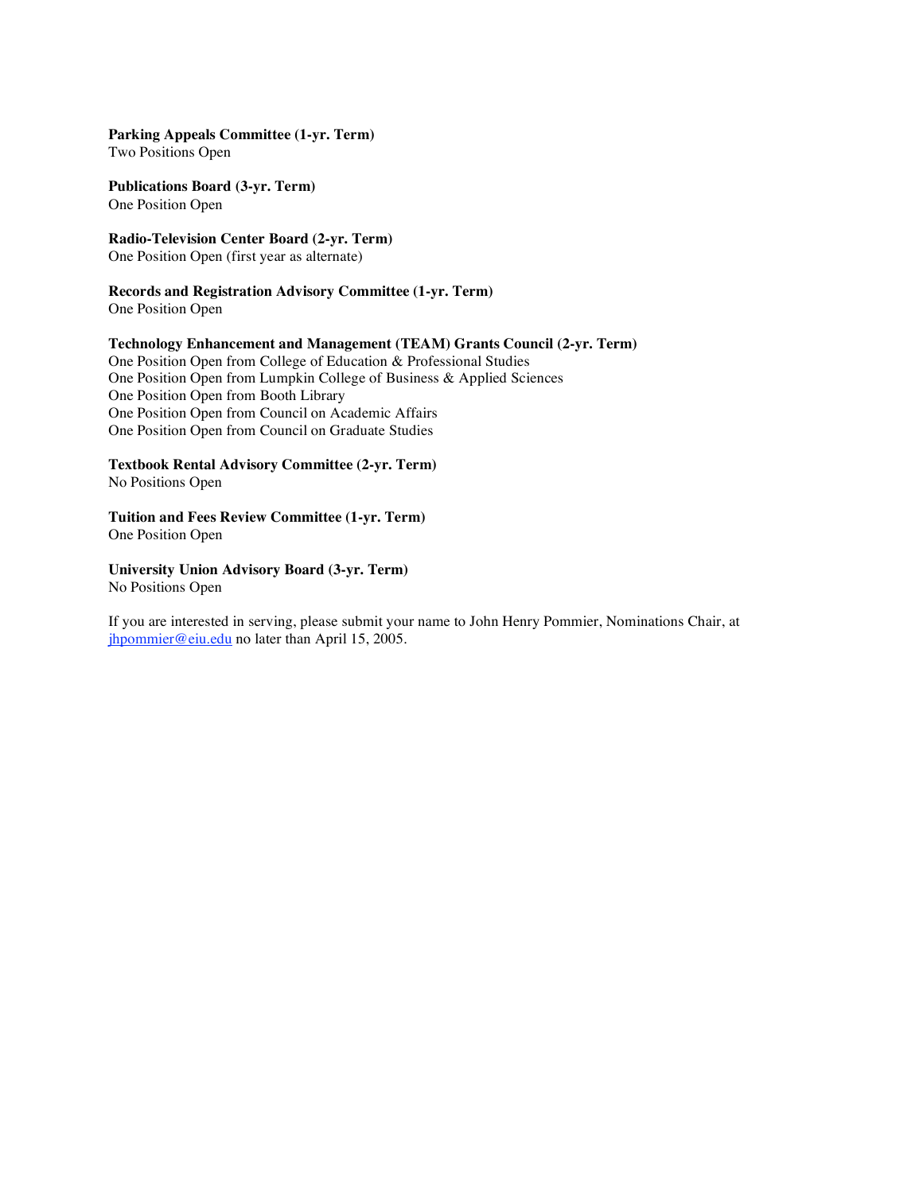**Parking Appeals Committee (1-yr. Term)**
Two Positions Open

**Publications Board (3-yr. Term)**
One Position Open

**Radio-Television Center Board (2-yr. Term)**
One Position Open (first year as alternate)

**Records and Registration Advisory Committee (1-yr. Term)**
One Position Open

**Technology Enhancement and Management (TEAM) Grants Council (2-yr. Term)**
One Position Open from College of Education & Professional Studies
One Position Open from Lumpkin College of Business & Applied Sciences
One Position Open from Booth Library
One Position Open from Council on Academic Affairs
One Position Open from Council on Graduate Studies

**Textbook Rental Advisory Committee (2-yr. Term)**
No Positions Open

**Tuition and Fees Review Committee (1-yr. Term)**
One Position Open

**University Union Advisory Board (3-yr. Term)**
No Positions Open

If you are interested in serving, please submit your name to John Henry Pommier, Nominations Chair, at jhpommier@eiu.edu no later than April 15, 2005.